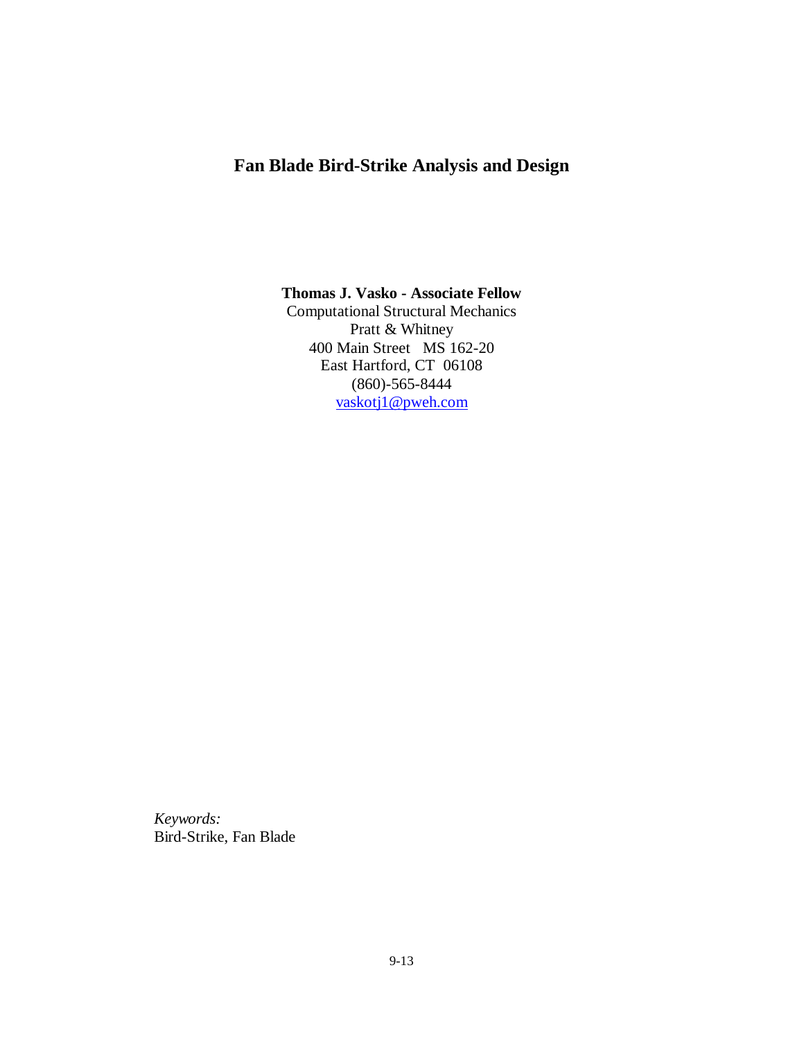# Fan Blade Bird-Strike Analysis and Design

**Thomas J. Vasko - Associate Fellow**
Computational Structural Mechanics
Pratt & Whitney
400 Main Street MS 162-20
East Hartford, CT 06108
(860)-565-8444
vaskotj1@pweh.com

*Keywords:*
Bird-Strike, Fan Blade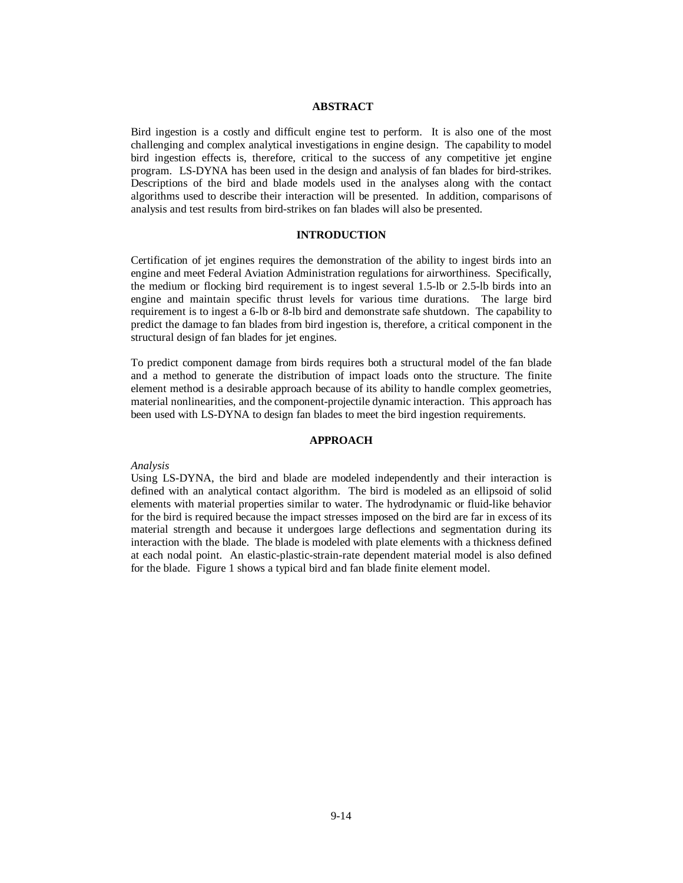## ABSTRACT

Bird ingestion is a costly and difficult engine test to perform. It is also one of the most challenging and complex analytical investigations in engine design. The capability to model bird ingestion effects is, therefore, critical to the success of any competitive jet engine program. LS-DYNA has been used in the design and analysis of fan blades for bird-strikes. Descriptions of the bird and blade models used in the analyses along with the contact algorithms used to describe their interaction will be presented. In addition, comparisons of analysis and test results from bird-strikes on fan blades will also be presented.

## INTRODUCTION

Certification of jet engines requires the demonstration of the ability to ingest birds into an engine and meet Federal Aviation Administration regulations for airworthiness. Specifically, the medium or flocking bird requirement is to ingest several 1.5-lb or 2.5-lb birds into an engine and maintain specific thrust levels for various time durations. The large bird requirement is to ingest a 6-lb or 8-lb bird and demonstrate safe shutdown. The capability to predict the damage to fan blades from bird ingestion is, therefore, a critical component in the structural design of fan blades for jet engines.

To predict component damage from birds requires both a structural model of the fan blade and a method to generate the distribution of impact loads onto the structure. The finite element method is a desirable approach because of its ability to handle complex geometries, material nonlinearities, and the component-projectile dynamic interaction. This approach has been used with LS-DYNA to design fan blades to meet the bird ingestion requirements.

## APPROACH

*Analysis*

Using LS-DYNA, the bird and blade are modeled independently and their interaction is defined with an analytical contact algorithm. The bird is modeled as an ellipsoid of solid elements with material properties similar to water. The hydrodynamic or fluid-like behavior for the bird is required because the impact stresses imposed on the bird are far in excess of its material strength and because it undergoes large deflections and segmentation during its interaction with the blade. The blade is modeled with plate elements with a thickness defined at each nodal point. An elastic-plastic-strain-rate dependent material model is also defined for the blade. Figure 1 shows a typical bird and fan blade finite element model.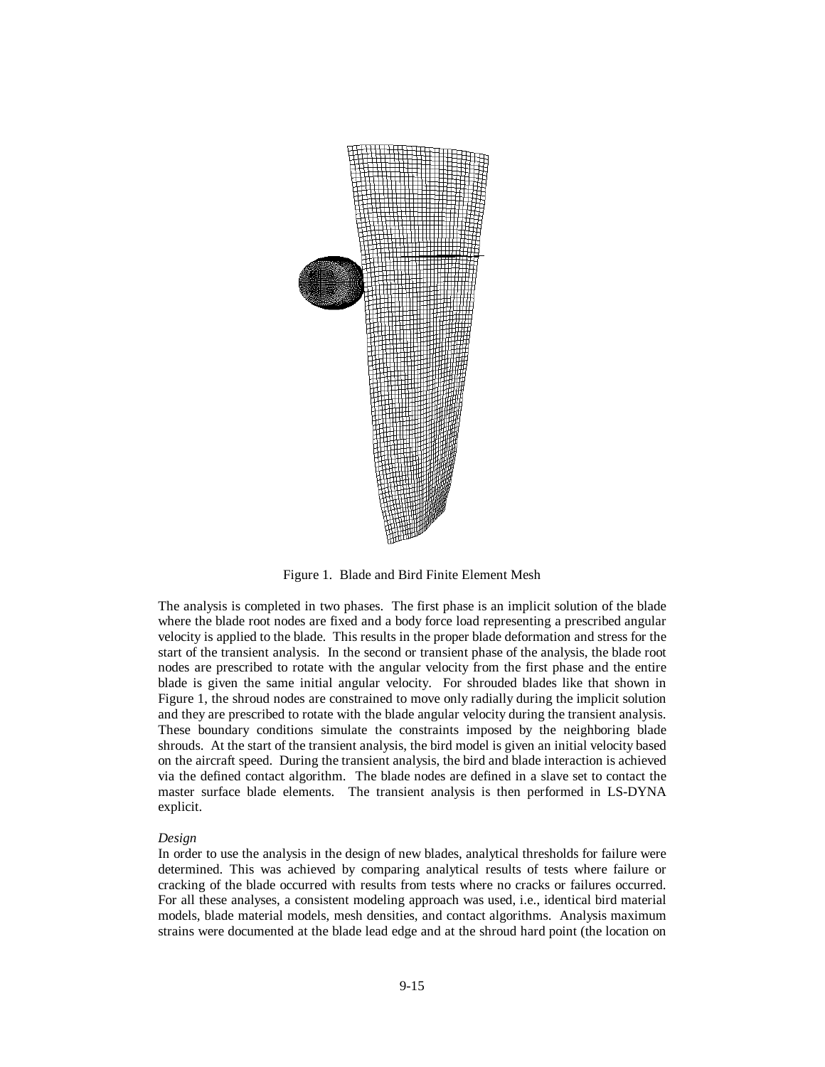Figure 1. Blade and Bird Finite Element Mesh

The analysis is completed in two phases. The first phase is an implicit solution of the blade where the blade root nodes are fixed and a body force load representing a prescribed angular velocity is applied to the blade. This results in the proper blade deformation and stress for the start of the transient analysis. In the second or transient phase of the analysis, the blade root nodes are prescribed to rotate with the angular velocity from the first phase and the entire blade is given the same initial angular velocity. For shrouded blades like that shown in Figure 1, the shroud nodes are constrained to move only radially during the implicit solution and they are prescribed to rotate with the blade angular velocity during the transient analysis. These boundary conditions simulate the constraints imposed by the neighboring blade shrouds. At the start of the transient analysis, the bird model is given an initial velocity based on the aircraft speed. During the transient analysis, the bird and blade interaction is achieved via the defined contact algorithm. The blade nodes are defined in a slave set to contact the master surface blade elements. The transient analysis is then performed in LS-DYNA explicit.

*Design*

In order to use the analysis in the design of new blades, analytical thresholds for failure were determined. This was achieved by comparing analytical results of tests where failure or cracking of the blade occurred with results from tests where no cracks or failures occurred. For all these analyses, a consistent modeling approach was used, i.e., identical bird material models, blade material models, mesh densities, and contact algorithms. Analysis maximum strains were documented at the blade lead edge and at the shroud hard point (the location on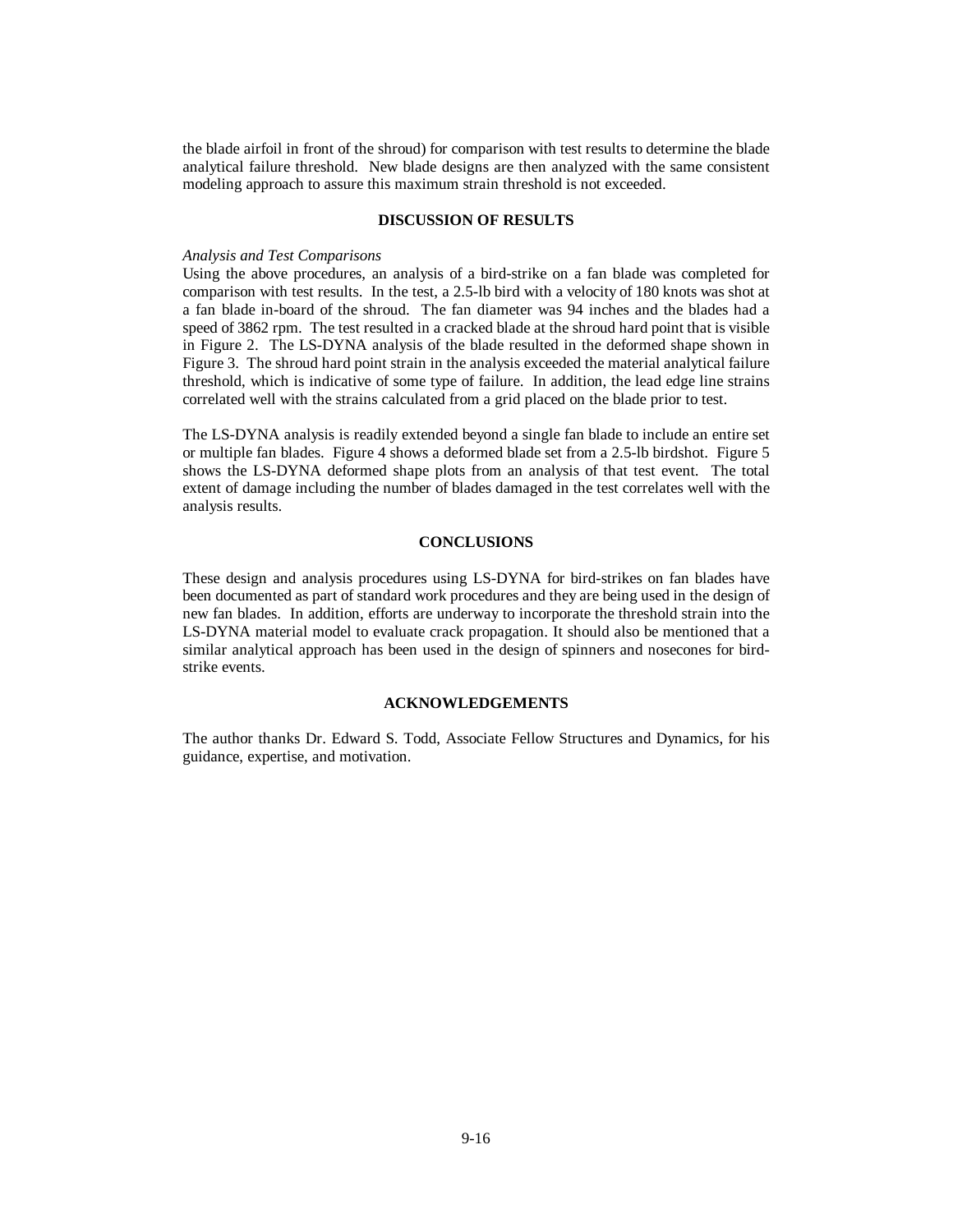the blade airfoil in front of the shroud) for comparison with test results to determine the blade analytical failure threshold. New blade designs are then analyzed with the same consistent modeling approach to assure this maximum strain threshold is not exceeded.

## DISCUSSION OF RESULTS

*Analysis and Test Comparisons*

Using the above procedures, an analysis of a bird-strike on a fan blade was completed for comparison with test results. In the test, a 2.5-lb bird with a velocity of 180 knots was shot at a fan blade in-board of the shroud. The fan diameter was 94 inches and the blades had a speed of 3862 rpm. The test resulted in a cracked blade at the shroud hard point that is visible in Figure 2. The LS-DYNA analysis of the blade resulted in the deformed shape shown in Figure 3. The shroud hard point strain in the analysis exceeded the material analytical failure threshold, which is indicative of some type of failure. In addition, the lead edge line strains correlated well with the strains calculated from a grid placed on the blade prior to test.

The LS-DYNA analysis is readily extended beyond a single fan blade to include an entire set or multiple fan blades. Figure 4 shows a deformed blade set from a 2.5-lb birdshot. Figure 5 shows the LS-DYNA deformed shape plots from an analysis of that test event. The total extent of damage including the number of blades damaged in the test correlates well with the analysis results.

## CONCLUSIONS

These design and analysis procedures using LS-DYNA for bird-strikes on fan blades have been documented as part of standard work procedures and they are being used in the design of new fan blades. In addition, efforts are underway to incorporate the threshold strain into the LS-DYNA material model to evaluate crack propagation. It should also be mentioned that a similar analytical approach has been used in the design of spinners and nosecones for bird-strike events.

## ACKNOWLEDGEMENTS

The author thanks Dr. Edward S. Todd, Associate Fellow Structures and Dynamics, for his guidance, expertise, and motivation.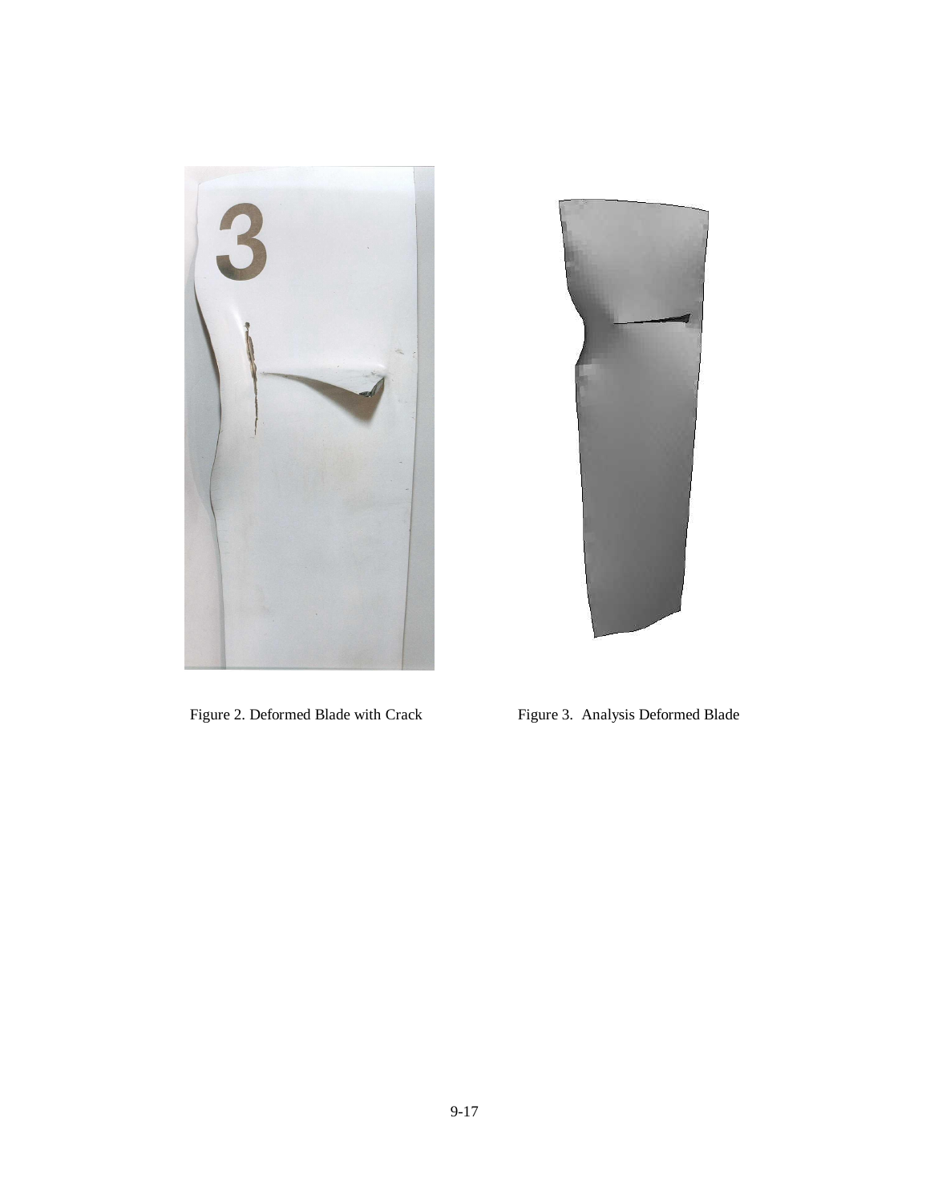Figure 2. Deformed Blade with Crack

Figure 3. Analysis Deformed Blade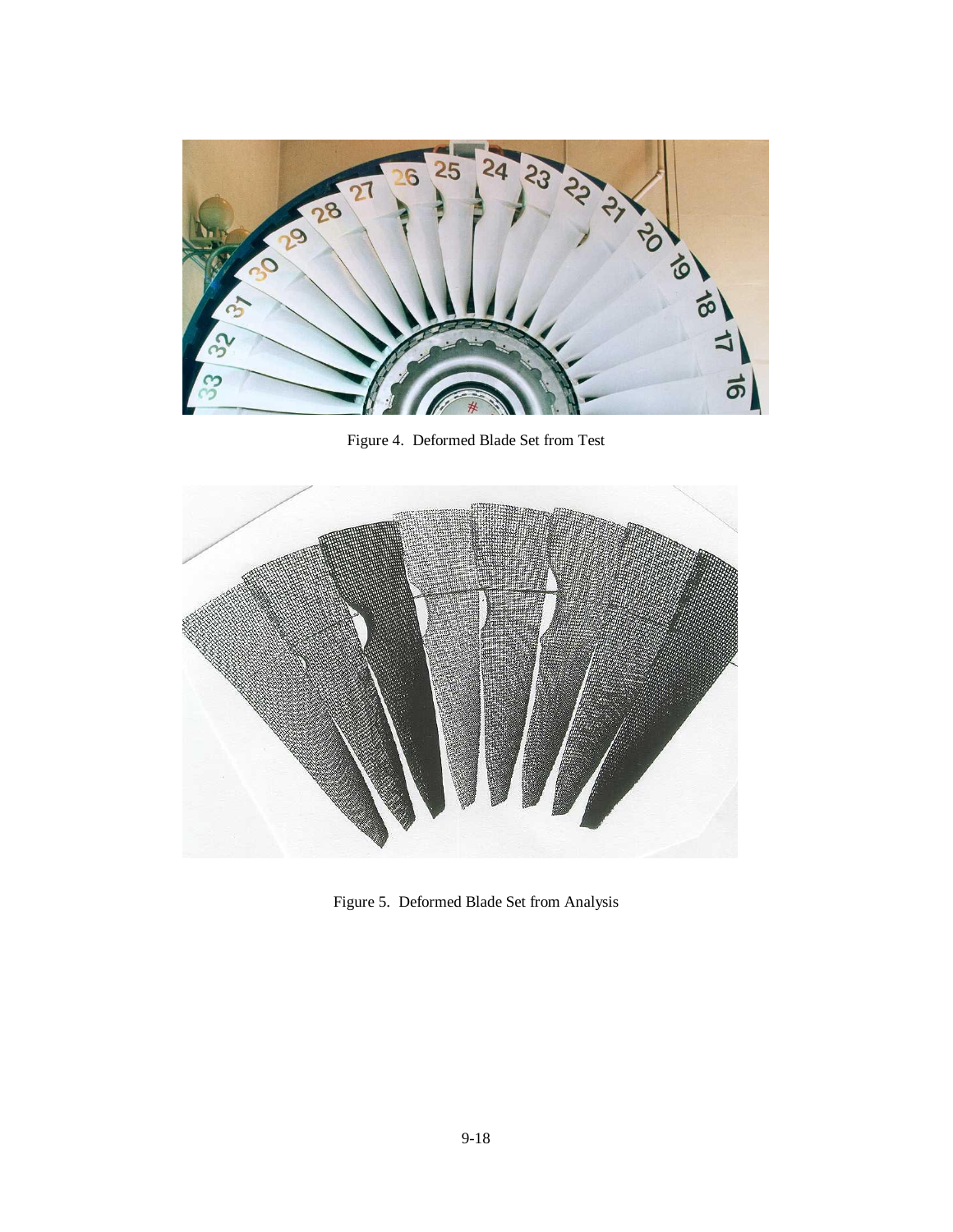Figure 4. Deformed Blade Set from Test

Figure 5. Deformed Blade Set from Analysis